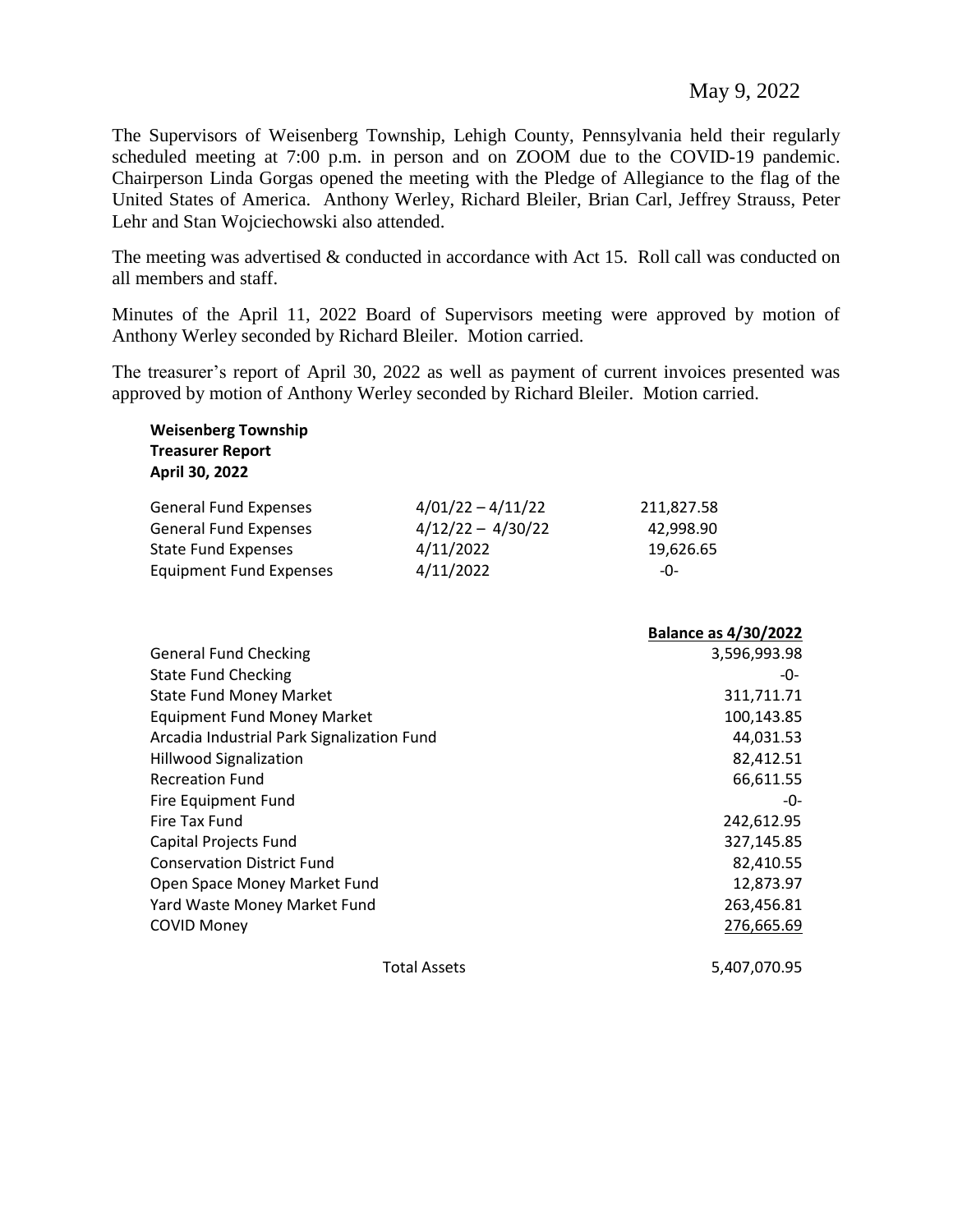May 9, 2022

The Supervisors of Weisenberg Township, Lehigh County, Pennsylvania held their regularly scheduled meeting at 7:00 p.m. in person and on ZOOM due to the COVID-19 pandemic. Chairperson Linda Gorgas opened the meeting with the Pledge of Allegiance to the flag of the United States of America. Anthony Werley, Richard Bleiler, Brian Carl, Jeffrey Strauss, Peter Lehr and Stan Wojciechowski also attended.

The meeting was advertised & conducted in accordance with Act 15. Roll call was conducted on all members and staff.

Minutes of the April 11, 2022 Board of Supervisors meeting were approved by motion of Anthony Werley seconded by Richard Bleiler. Motion carried.

The treasurer's report of April 30, 2022 as well as payment of current invoices presented was approved by motion of Anthony Werley seconded by Richard Bleiler. Motion carried.

**Weisenberg Township**
**Treasurer Report**
**April 30, 2022**

| | | |
|---|---|---|
| General Fund Expenses | 4/01/22 – 4/11/22 | 211,827.58 |
| General Fund Expenses | 4/12/22 – 4/30/22 | 42,998.90 |
| State Fund Expenses | 4/11/2022 | 19,626.65 |
| Equipment Fund Expenses | 4/11/2022 | -0- |

| | **Balance as 4/30/2022** |
|---|---|
| General Fund Checking | 3,596,993.98 |
| State Fund Checking | -0- |
| State Fund Money Market | 311,711.71 |
| Equipment Fund Money Market | 100,143.85 |
| Arcadia Industrial Park Signalization Fund | 44,031.53 |
| Hillwood Signalization | 82,412.51 |
| Recreation Fund | 66,611.55 |
| Fire Equipment Fund | -0- |
| Fire Tax Fund | 242,612.95 |
| Capital Projects Fund | 327,145.85 |
| Conservation District Fund | 82,410.55 |
| Open Space Money Market Fund | 12,873.97 |
| Yard Waste Money Market Fund | 263,456.81 |
| COVID Money | 276,665.69 |
| Total Assets | 5,407,070.95 |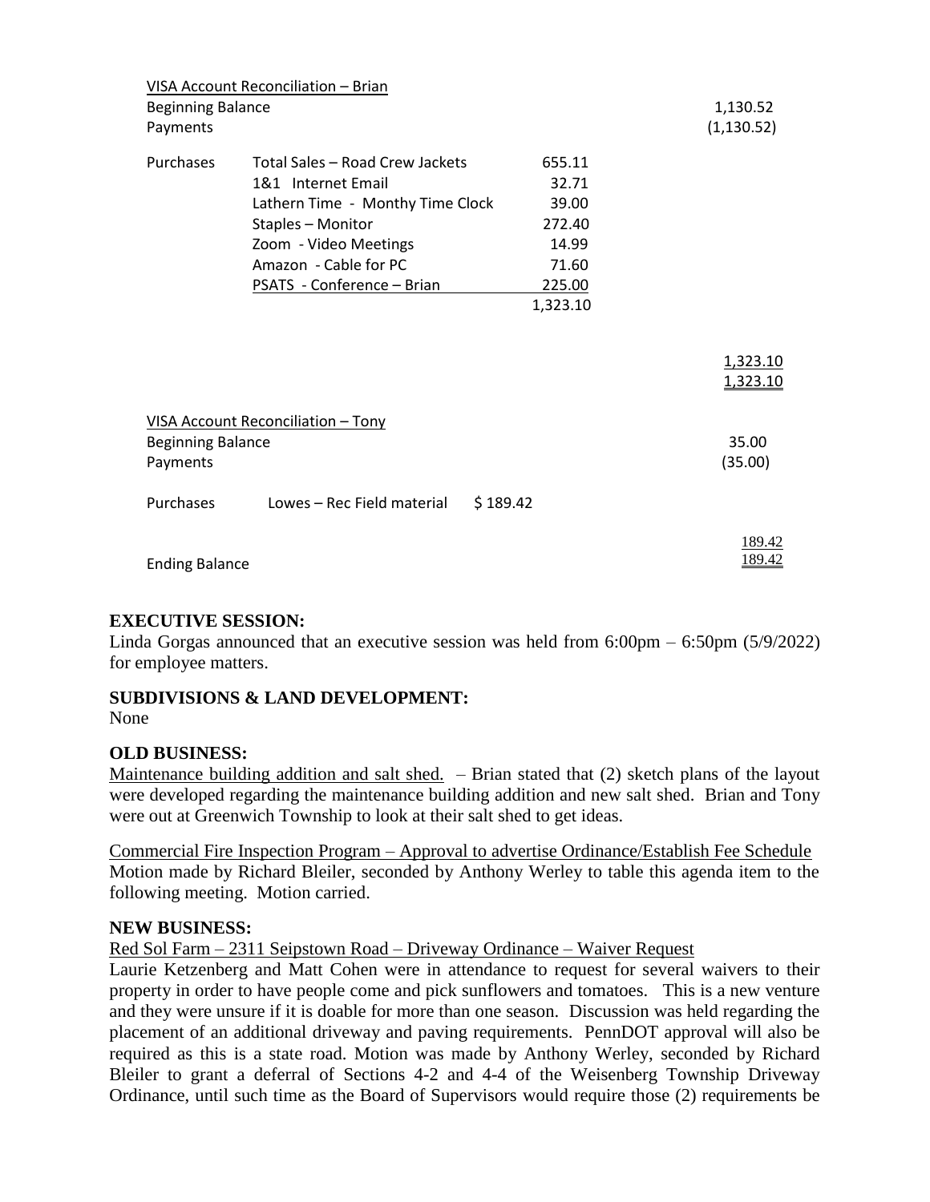VISA Account Reconciliation – Brian

| | | | |
|---|---|---|---|
| Beginning Balance | | | 1,130.52 |
| Payments | | | (1,130.52) |
| Purchases | Total Sales – Road Crew Jackets | 655.11 | |
| | 1&1 Internet Email | 32.71 | |
| | Lathern Time - Monthy Time Clock | 39.00 | |
| | Staples – Monitor | 272.40 | |
| | Zoom - Video Meetings | 14.99 | |
| | Amazon - Cable for PC | 71.60 | |
| | PSATS - Conference – Brian | 225.00 | |
| | | 1,323.10 | |
| | | | 1,323.10 |
| | | | 1,323.10 |

VISA Account Reconciliation – Tony

| | | | |
|---|---|---|---|
| Beginning Balance | | | 35.00 |
| Payments | | | (35.00) |
| Purchases | Lowes – Rec Field material | $ 189.42 | |
| | | | 189.42 |
| Ending Balance | | | 189.42 |

**EXECUTIVE SESSION:**

Linda Gorgas announced that an executive session was held from 6:00pm – 6:50pm (5/9/2022) for employee matters.

**SUBDIVISIONS & LAND DEVELOPMENT:**

None

**OLD BUSINESS:**

Maintenance building addition and salt shed. – Brian stated that (2) sketch plans of the layout were developed regarding the maintenance building addition and new salt shed. Brian and Tony were out at Greenwich Township to look at their salt shed to get ideas.

Commercial Fire Inspection Program – Approval to advertise Ordinance/Establish Fee Schedule
Motion made by Richard Bleiler, seconded by Anthony Werley to table this agenda item to the following meeting. Motion carried.

**NEW BUSINESS:**

Red Sol Farm – 2311 Seipstown Road – Driveway Ordinance – Waiver Request
Laurie Ketzenberg and Matt Cohen were in attendance to request for several waivers to their property in order to have people come and pick sunflowers and tomatoes. This is a new venture and they were unsure if it is doable for more than one season. Discussion was held regarding the placement of an additional driveway and paving requirements. PennDOT approval will also be required as this is a state road. Motion was made by Anthony Werley, seconded by Richard Bleiler to grant a deferral of Sections 4-2 and 4-4 of the Weisenberg Township Driveway Ordinance, until such time as the Board of Supervisors would require those (2) requirements be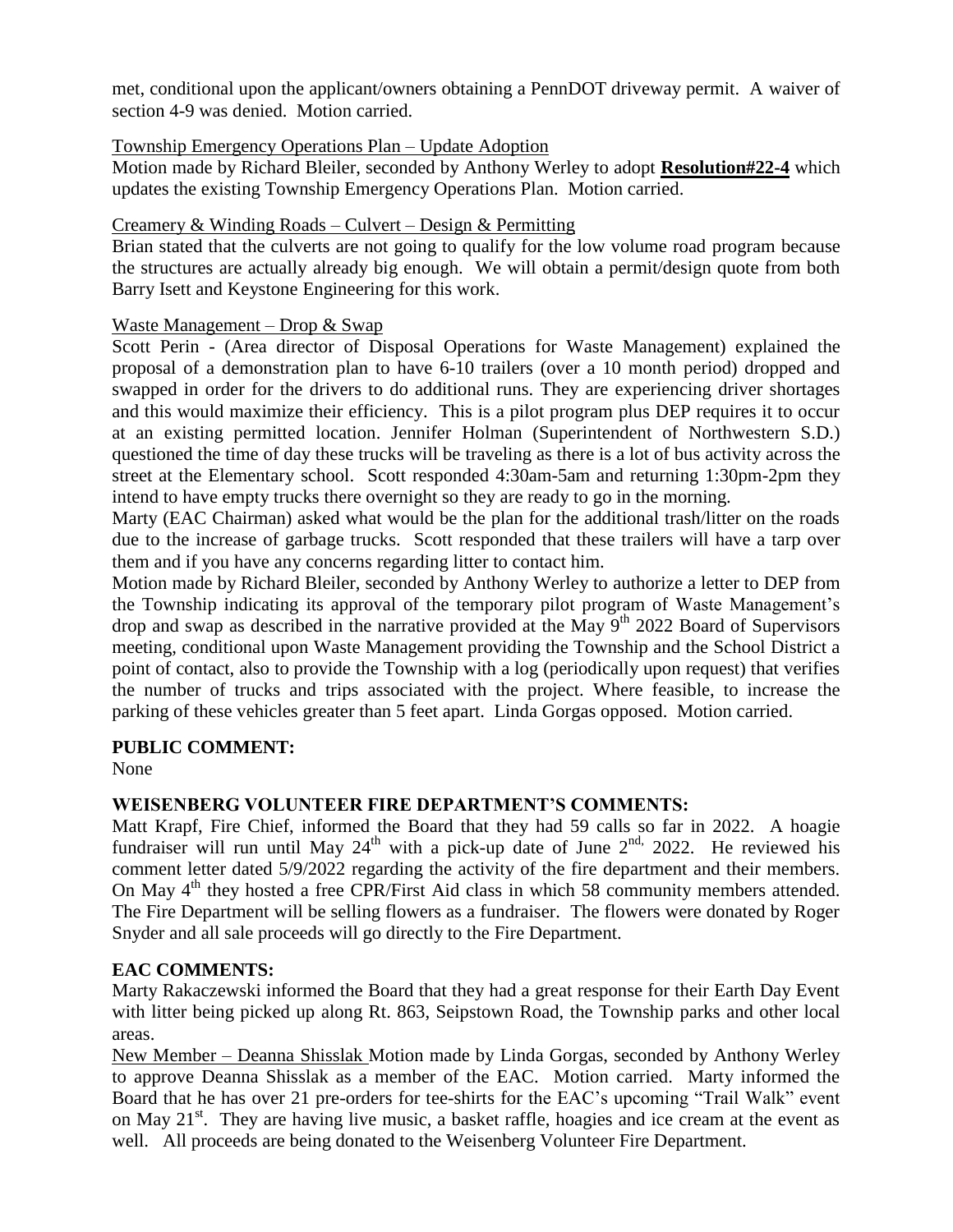met, conditional upon the applicant/owners obtaining a PennDOT driveway permit. A waiver of section 4-9 was denied. Motion carried.

Township Emergency Operations Plan – Update Adoption

Motion made by Richard Bleiler, seconded by Anthony Werley to adopt **Resolution#22-4** which updates the existing Township Emergency Operations Plan. Motion carried.

Creamery & Winding Roads – Culvert – Design & Permitting

Brian stated that the culverts are not going to qualify for the low volume road program because the structures are actually already big enough. We will obtain a permit/design quote from both Barry Isett and Keystone Engineering for this work.

Waste Management – Drop & Swap

Scott Perin - (Area director of Disposal Operations for Waste Management) explained the proposal of a demonstration plan to have 6-10 trailers (over a 10 month period) dropped and swapped in order for the drivers to do additional runs. They are experiencing driver shortages and this would maximize their efficiency. This is a pilot program plus DEP requires it to occur at an existing permitted location. Jennifer Holman (Superintendent of Northwestern S.D.) questioned the time of day these trucks will be traveling as there is a lot of bus activity across the street at the Elementary school. Scott responded 4:30am-5am and returning 1:30pm-2pm they intend to have empty trucks there overnight so they are ready to go in the morning.

Marty (EAC Chairman) asked what would be the plan for the additional trash/litter on the roads due to the increase of garbage trucks. Scott responded that these trailers will have a tarp over them and if you have any concerns regarding litter to contact him.

Motion made by Richard Bleiler, seconded by Anthony Werley to authorize a letter to DEP from the Township indicating its approval of the temporary pilot program of Waste Management's drop and swap as described in the narrative provided at the May 9th 2022 Board of Supervisors meeting, conditional upon Waste Management providing the Township and the School District a point of contact, also to provide the Township with a log (periodically upon request) that verifies the number of trucks and trips associated with the project. Where feasible, to increase the parking of these vehicles greater than 5 feet apart. Linda Gorgas opposed. Motion carried.

**PUBLIC COMMENT:**

None

**WEISENBERG VOLUNTEER FIRE DEPARTMENT'S COMMENTS:**

Matt Krapf, Fire Chief, informed the Board that they had 59 calls so far in 2022. A hoagie fundraiser will run until May 24th with a pick-up date of June 2nd, 2022. He reviewed his comment letter dated 5/9/2022 regarding the activity of the fire department and their members. On May 4th they hosted a free CPR/First Aid class in which 58 community members attended. The Fire Department will be selling flowers as a fundraiser. The flowers were donated by Roger Snyder and all sale proceeds will go directly to the Fire Department.

**EAC COMMENTS:**

Marty Rakaczewski informed the Board that they had a great response for their Earth Day Event with litter being picked up along Rt. 863, Seipstown Road, the Township parks and other local areas.

New Member – Deanna Shisslak Motion made by Linda Gorgas, seconded by Anthony Werley to approve Deanna Shisslak as a member of the EAC. Motion carried. Marty informed the Board that he has over 21 pre-orders for tee-shirts for the EAC's upcoming "Trail Walk" event on May 21st. They are having live music, a basket raffle, hoagies and ice cream at the event as well. All proceeds are being donated to the Weisenberg Volunteer Fire Department.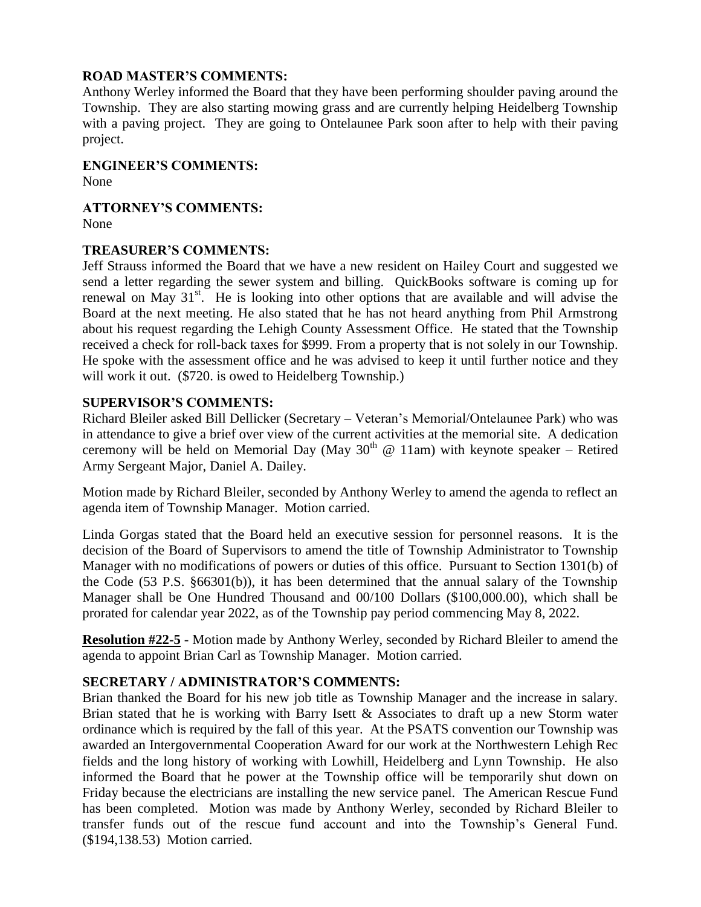**ROAD MASTER'S COMMENTS:**

Anthony Werley informed the Board that they have been performing shoulder paving around the Township. They are also starting mowing grass and are currently helping Heidelberg Township with a paving project. They are going to Ontelaunee Park soon after to help with their paving project.

**ENGINEER'S COMMENTS:**

None

**ATTORNEY'S COMMENTS:**

None

**TREASURER'S COMMENTS:**

Jeff Strauss informed the Board that we have a new resident on Hailey Court and suggested we send a letter regarding the sewer system and billing. QuickBooks software is coming up for renewal on May 31st. He is looking into other options that are available and will advise the Board at the next meeting. He also stated that he has not heard anything from Phil Armstrong about his request regarding the Lehigh County Assessment Office. He stated that the Township received a check for roll-back taxes for $999. From a property that is not solely in our Township. He spoke with the assessment office and he was advised to keep it until further notice and they will work it out. ($720. is owed to Heidelberg Township.)

**SUPERVISOR'S COMMENTS:**

Richard Bleiler asked Bill Dellicker (Secretary – Veteran's Memorial/Ontelaunee Park) who was in attendance to give a brief over view of the current activities at the memorial site. A dedication ceremony will be held on Memorial Day (May 30th @ 11am) with keynote speaker – Retired Army Sergeant Major, Daniel A. Dailey.

Motion made by Richard Bleiler, seconded by Anthony Werley to amend the agenda to reflect an agenda item of Township Manager. Motion carried.

Linda Gorgas stated that the Board held an executive session for personnel reasons. It is the decision of the Board of Supervisors to amend the title of Township Administrator to Township Manager with no modifications of powers or duties of this office. Pursuant to Section 1301(b) of the Code (53 P.S. §66301(b)), it has been determined that the annual salary of the Township Manager shall be One Hundred Thousand and 00/100 Dollars ($100,000.00), which shall be prorated for calendar year 2022, as of the Township pay period commencing May 8, 2022.

**Resolution #22-5** - Motion made by Anthony Werley, seconded by Richard Bleiler to amend the agenda to appoint Brian Carl as Township Manager. Motion carried.

**SECRETARY / ADMINISTRATOR'S COMMENTS:**

Brian thanked the Board for his new job title as Township Manager and the increase in salary. Brian stated that he is working with Barry Isett & Associates to draft up a new Storm water ordinance which is required by the fall of this year. At the PSATS convention our Township was awarded an Intergovernmental Cooperation Award for our work at the Northwestern Lehigh Rec fields and the long history of working with Lowhill, Heidelberg and Lynn Township. He also informed the Board that he power at the Township office will be temporarily shut down on Friday because the electricians are installing the new service panel. The American Rescue Fund has been completed. Motion was made by Anthony Werley, seconded by Richard Bleiler to transfer funds out of the rescue fund account and into the Township's General Fund. ($194,138.53) Motion carried.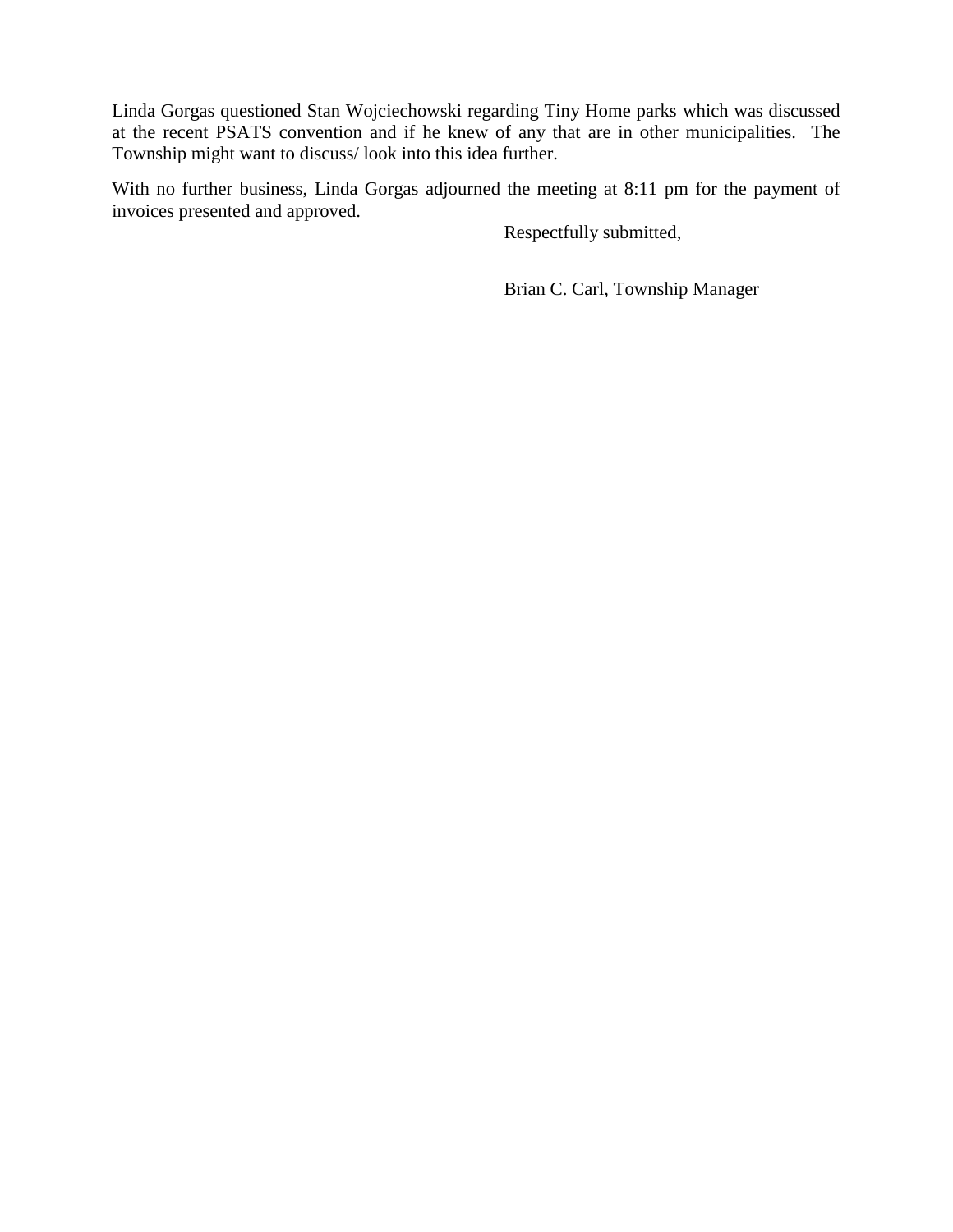Linda Gorgas questioned Stan Wojciechowski regarding Tiny Home parks which was discussed at the recent PSATS convention and if he knew of any that are in other municipalities. The Township might want to discuss/ look into this idea further.

With no further business, Linda Gorgas adjourned the meeting at 8:11 pm for the payment of invoices presented and approved.

Respectfully submitted,

Brian C. Carl, Township Manager